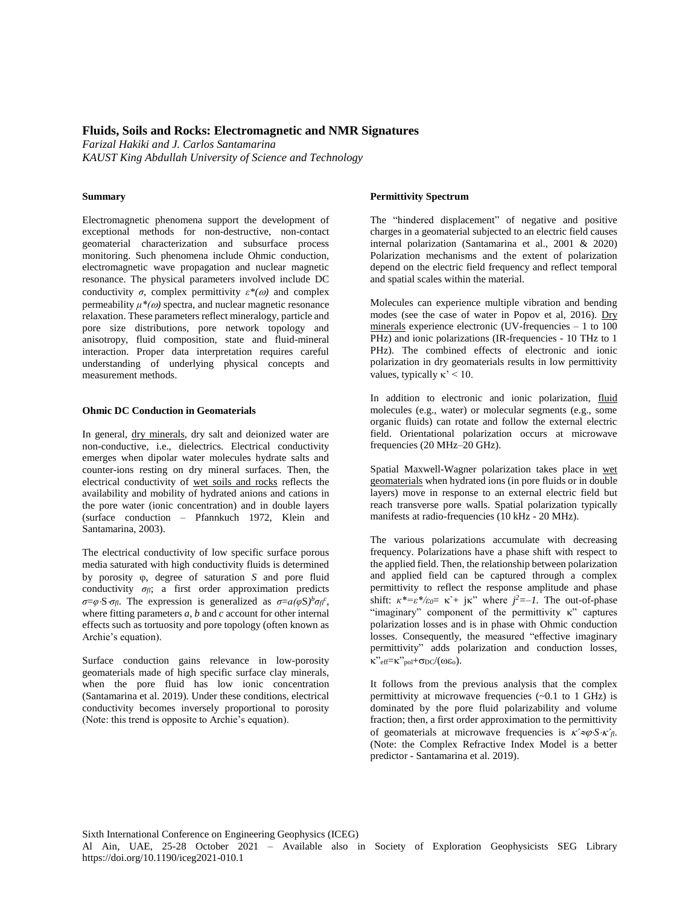# Fluids, Soils and Rocks: Electromagnetic and NMR Signatures

*Farizal Hakiki and J. Carlos Santamarina*
*KAUST King Abdullah University of Science and Technology*

## Summary

Electromagnetic phenomena support the development of exceptional methods for non-destructive, non-contact geomaterial characterization and subsurface process monitoring. Such phenomena include Ohmic conduction, electromagnetic wave propagation and nuclear magnetic resonance. The physical parameters involved include DC conductivity $\sigma$, complex permittivity $\varepsilon^*(\omega)$ and complex permeability $\mu^*(\omega)$ spectra, and nuclear magnetic resonance relaxation. These parameters reflect mineralogy, particle and pore size distributions, pore network topology and anisotropy, fluid composition, state and fluid-mineral interaction. Proper data interpretation requires careful understanding of underlying physical concepts and measurement methods.

## Ohmic DC Conduction in Geomaterials

In general, dry minerals, dry salt and deionized water are non-conductive, i.e., dielectrics. Electrical conductivity emerges when dipolar water molecules hydrate salts and counter-ions resting on dry mineral surfaces. Then, the electrical conductivity of wet soils and rocks reflects the availability and mobility of hydrated anions and cations in the pore water (ionic concentration) and in double layers (surface conduction – Pfannkuch 1972, Klein and Santamarina, 2003).

The electrical conductivity of low specific surface porous media saturated with high conductivity fluids is determined by porosity $\varphi$, degree of saturation $S$ and pore fluid conductivity $\sigma_{fl}$; a first order approximation predicts $\sigma=\varphi\cdot S\cdot\sigma_{fl}$. The expression is generalized as $\sigma=a(\varphi S)^b\sigma_{fl}^c$, where fitting parameters $a$, $b$ and $c$ account for other internal effects such as tortuosity and pore topology (often known as Archie's equation).

Surface conduction gains relevance in low-porosity geomaterials made of high specific surface clay minerals, when the pore fluid has low ionic concentration (Santamarina et al. 2019). Under these conditions, electrical conductivity becomes inversely proportional to porosity (Note: this trend is opposite to Archie's equation).

## Permittivity Spectrum

The "hindered displacement" of negative and positive charges in a geomaterial subjected to an electric field causes internal polarization (Santamarina et al., 2001 & 2020) Polarization mechanisms and the extent of polarization depend on the electric field frequency and reflect temporal and spatial scales within the material.

Molecules can experience multiple vibration and bending modes (see the case of water in Popov et al, 2016). Dry minerals experience electronic (UV-frequencies – 1 to 100 PHz) and ionic polarizations (IR-frequencies - 10 THz to 1 PHz). The combined effects of electronic and ionic polarization in dry geomaterials results in low permittivity values, typically $\kappa' < 10$.

In addition to electronic and ionic polarization, fluid molecules (e.g., water) or molecular segments (e.g., some organic fluids) can rotate and follow the external electric field. Orientational polarization occurs at microwave frequencies (20 MHz–20 GHz).

Spatial Maxwell-Wagner polarization takes place in wet geomaterials when hydrated ions (in pore fluids or in double layers) move in response to an external electric field but reach transverse pore walls. Spatial polarization typically manifests at radio-frequencies (10 kHz - 20 MHz).

The various polarizations accumulate with decreasing frequency. Polarizations have a phase shift with respect to the applied field. Then, the relationship between polarization and applied field can be captured through a complex permittivity to reflect the response amplitude and phase shift: $\kappa^*=\varepsilon^*/\varepsilon_0= \kappa' + j\kappa''$ where $j^2=-1$. The out-of-phase "imaginary" component of the permittivity $\kappa''$ captures polarization losses and is in phase with Ohmic conduction losses. Consequently, the measured "effective imaginary permittivity" adds polarization and conduction losses, $\kappa''_{eff}=\kappa''_{pol}+\sigma_{DC}/(\omega\varepsilon_o)$.

It follows from the previous analysis that the complex permittivity at microwave frequencies (~0.1 to 1 GHz) is dominated by the pore fluid polarizability and volume fraction; then, a first order approximation to the permittivity of geomaterials at microwave frequencies is $\kappa'\approx\varphi\cdot S\cdot\kappa'_{fl}$. (Note: the Complex Refractive Index Model is a better predictor - Santamarina et al. 2019).

Sixth International Conference on Engineering Geophysics (ICEG)
Al Ain, UAE, 25-28 October 2021 – Available also in Society of Exploration Geophysicists SEG Library https://doi.org/10.1190/iceg2021-010.1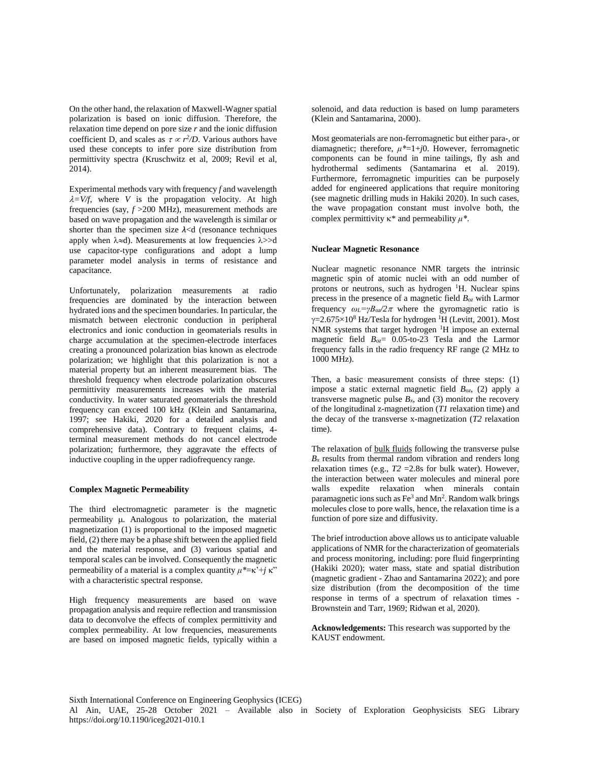On the other hand, the relaxation of Maxwell-Wagner spatial polarization is based on ionic diffusion. Therefore, the relaxation time depend on pore size *r* and the ionic diffusion coefficient D, and scales as $\tau \propto r^2/D$. Various authors have used these concepts to infer pore size distribution from permittivity spectra (Kruschwitz et al, 2009; Revil et al, 2014).

Experimental methods vary with frequency *f* and wavelength $\lambda=V/f$, where *V* is the propagation velocity. At high frequencies (say, $f$ >200 MHz), measurement methods are based on wave propagation and the wavelength is similar or shorter than the specimen size $\lambda$<d (resonance techniques apply when $\lambda \approx d$). Measurements at low frequencies $\lambda >> d$ use capacitor-type configurations and adopt a lump parameter model analysis in terms of resistance and capacitance.

Unfortunately, polarization measurements at radio frequencies are dominated by the interaction between hydrated ions and the specimen boundaries. In particular, the mismatch between electronic conduction in peripheral electronics and ionic conduction in geomaterials results in charge accumulation at the specimen-electrode interfaces creating a pronounced polarization bias known as electrode polarization; we highlight that this polarization is not a material property but an inherent measurement bias. The threshold frequency when electrode polarization obscures permittivity measurements increases with the material conductivity. In water saturated geomaterials the threshold frequency can exceed 100 kHz (Klein and Santamarina, 1997; see Hakiki, 2020 for a detailed analysis and comprehensive data). Contrary to frequent claims, 4-terminal measurement methods do not cancel electrode polarization; furthermore, they aggravate the effects of inductive coupling in the upper radiofrequency range.

**Complex Magnetic Permeability**

The third electromagnetic parameter is the magnetic permeability μ. Analogous to polarization, the material magnetization (1) is proportional to the imposed magnetic field, (2) there may be a phase shift between the applied field and the material response, and (3) various spatial and temporal scales can be involved. Consequently the magnetic permeability of a material is a complex quantity $\mu^*=\kappa'+j\,\kappa''$ with a characteristic spectral response.

High frequency measurements are based on wave propagation analysis and require reflection and transmission data to deconvolve the effects of complex permittivity and complex permeability. At low frequencies, measurements are based on imposed magnetic fields, typically within a solenoid, and data reduction is based on lump parameters (Klein and Santamarina, 2000).

Most geomaterials are non-ferromagnetic but either para-, or diamagnetic; therefore, $\mu^*=1+j0$. However, ferromagnetic components can be found in mine tailings, fly ash and hydrothermal sediments (Santamarina et al. 2019). Furthermore, ferromagnetic impurities can be purposely added for engineered applications that require monitoring (see magnetic drilling muds in Hakiki 2020). In such cases, the wave propagation constant must involve both, the complex permittivity $\kappa^*$ and permeability $\mu^*$.

**Nuclear Magnetic Resonance**

Nuclear magnetic resonance NMR targets the intrinsic magnetic spin of atomic nuclei with an odd number of protons or neutrons, such as hydrogen $^1$H. Nuclear spins precess in the presence of a magnetic field $B_{oz}$ with Larmor frequency $\omega_L=\gamma B_{oz}/2\pi$ where the gyromagnetic ratio is $\gamma=2.675\times10^8$ Hz/Tesla for hydrogen $^1$H (Levitt, 2001). Most NMR systems that target hydrogen $^1$H impose an external magnetic field $B_{oz}$= 0.05-to-23 Tesla and the Larmor frequency falls in the radio frequency RF range (2 MHz to 1000 MHz).

Then, a basic measurement consists of three steps: (1) impose a static external magnetic field $B_{oz}$, (2) apply a transverse magnetic pulse $B_x$, and (3) monitor the recovery of the longitudinal z-magnetization (*T1* relaxation time) and the decay of the transverse x-magnetization (*T2* relaxation time).

The relaxation of bulk fluids following the transverse pulse $B_x$ results from thermal random vibration and renders long relaxation times (e.g., $T2$ =2.8s for bulk water). However, the interaction between water molecules and mineral pore walls expedite relaxation when minerals contain paramagnetic ions such as $Fe^3$ and $Mn^2$. Random walk brings molecules close to pore walls, hence, the relaxation time is a function of pore size and diffusivity.

The brief introduction above allows us to anticipate valuable applications of NMR for the characterization of geomaterials and process monitoring, including: pore fluid fingerprinting (Hakiki 2020); water mass, state and spatial distribution (magnetic gradient - Zhao and Santamarina 2022); and pore size distribution (from the decomposition of the time response in terms of a spectrum of relaxation times - Brownstein and Tarr, 1969; Ridwan et al, 2020).

**Acknowledgements:** This research was supported by the KAUST endowment.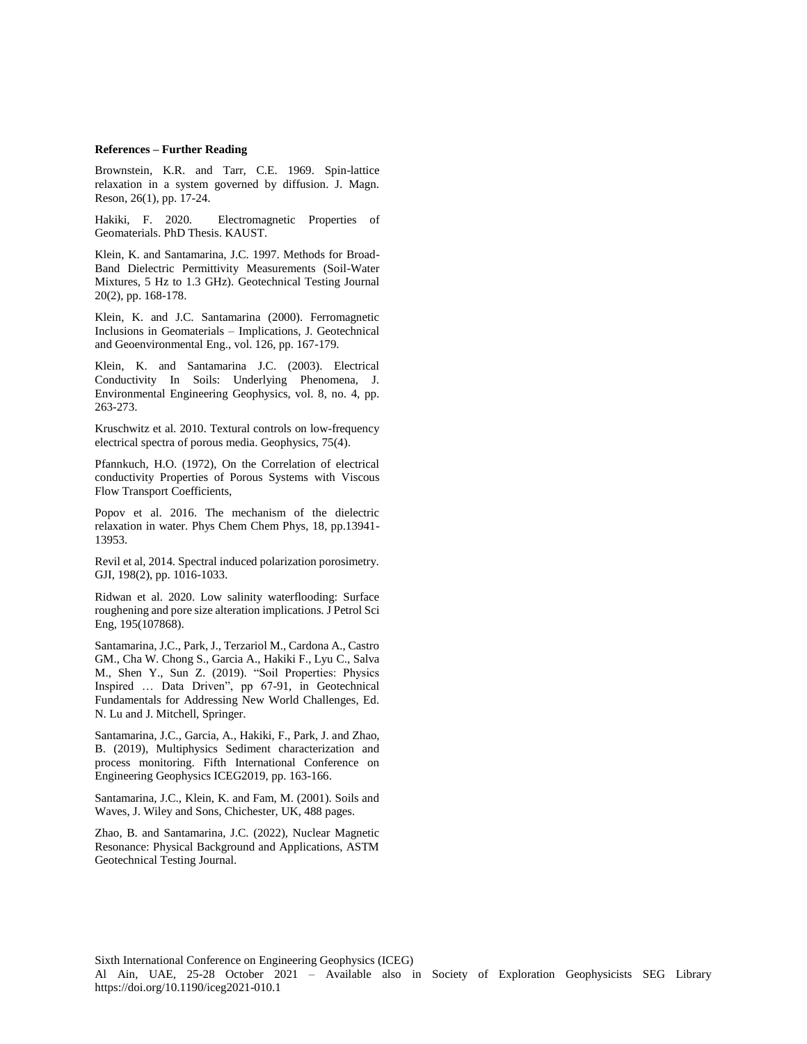**References – Further Reading**

Brownstein, K.R. and Tarr, C.E. 1969. Spin-lattice relaxation in a system governed by diffusion. J. Magn. Reson, 26(1), pp. 17-24.

Hakiki, F. 2020. Electromagnetic Properties of Geomaterials. PhD Thesis. KAUST.

Klein, K. and Santamarina, J.C. 1997. Methods for Broad-Band Dielectric Permittivity Measurements (Soil-Water Mixtures, 5 Hz to 1.3 GHz). Geotechnical Testing Journal 20(2), pp. 168-178.

Klein, K. and J.C. Santamarina (2000). Ferromagnetic Inclusions in Geomaterials – Implications, J. Geotechnical and Geoenvironmental Eng., vol. 126, pp. 167-179.

Klein, K. and Santamarina J.C. (2003). Electrical Conductivity In Soils: Underlying Phenomena, J. Environmental Engineering Geophysics, vol. 8, no. 4, pp. 263-273.

Kruschwitz et al. 2010. Textural controls on low-frequency electrical spectra of porous media. Geophysics, 75(4).

Pfannkuch, H.O. (1972), On the Correlation of electrical conductivity Properties of Porous Systems with Viscous Flow Transport Coefficients,

Popov et al. 2016. The mechanism of the dielectric relaxation in water. Phys Chem Chem Phys, 18, pp.13941-13953.

Revil et al, 2014. Spectral induced polarization porosimetry. GJI, 198(2), pp. 1016-1033.

Ridwan et al. 2020. Low salinity waterflooding: Surface roughening and pore size alteration implications. J Petrol Sci Eng, 195(107868).

Santamarina, J.C., Park, J., Terzariol M., Cardona A., Castro GM., Cha W. Chong S., Garcia A., Hakiki F., Lyu C., Salva M., Shen Y., Sun Z. (2019). "Soil Properties: Physics Inspired … Data Driven", pp 67-91, in Geotechnical Fundamentals for Addressing New World Challenges, Ed. N. Lu and J. Mitchell, Springer.

Santamarina, J.C., Garcia, A., Hakiki, F., Park, J. and Zhao, B. (2019), Multiphysics Sediment characterization and process monitoring. Fifth International Conference on Engineering Geophysics ICEG2019, pp. 163-166.

Santamarina, J.C., Klein, K. and Fam, M. (2001). Soils and Waves, J. Wiley and Sons, Chichester, UK, 488 pages.

Zhao, B. and Santamarina, J.C. (2022), Nuclear Magnetic Resonance: Physical Background and Applications, ASTM Geotechnical Testing Journal.